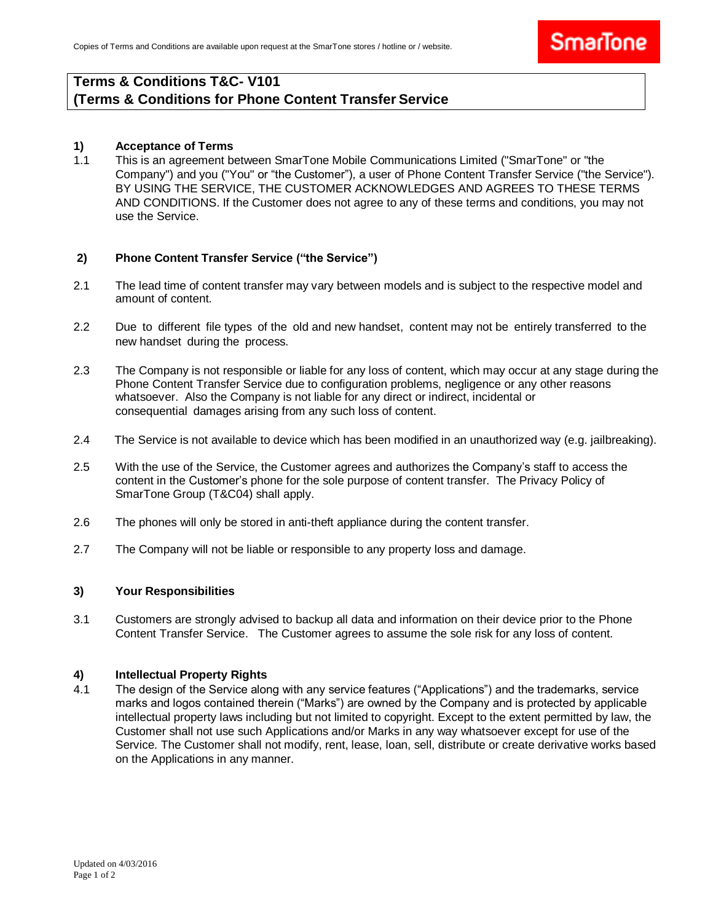Copies of Terms and Conditions are available upon request at the SmarTone stores / hotline or / website.

# Terms & Conditions T&C- V101
# (Terms & Conditions for Phone Content Transfer Service

## 1) Acceptance of Terms

1.1 This is an agreement between SmarTone Mobile Communications Limited ("SmarTone" or "the Company") and you ("You" or "the Customer"), a user of Phone Content Transfer Service ("the Service"). BY USING THE SERVICE, THE CUSTOMER ACKNOWLEDGES AND AGREES TO THESE TERMS AND CONDITIONS. If the Customer does not agree to any of these terms and conditions, you may not use the Service.

## 2) Phone Content Transfer Service ("the Service")

2.1 The lead time of content transfer may vary between models and is subject to the respective model and amount of content.

2.2 Due to different file types of the old and new handset, content may not be entirely transferred to the new handset during the process.

2.3 The Company is not responsible or liable for any loss of content, which may occur at any stage during the Phone Content Transfer Service due to configuration problems, negligence or any other reasons whatsoever. Also the Company is not liable for any direct or indirect, incidental or consequential damages arising from any such loss of content.

2.4 The Service is not available to device which has been modified in an unauthorized way (e.g. jailbreaking).

2.5 With the use of the Service, the Customer agrees and authorizes the Company's staff to access the content in the Customer's phone for the sole purpose of content transfer. The Privacy Policy of SmarTone Group (T&C04) shall apply.

2.6 The phones will only be stored in anti-theft appliance during the content transfer.

2.7 The Company will not be liable or responsible to any property loss and damage.

## 3) Your Responsibilities

3.1 Customers are strongly advised to backup all data and information on their device prior to the Phone Content Transfer Service. The Customer agrees to assume the sole risk for any loss of content.

## 4) Intellectual Property Rights

4.1 The design of the Service along with any service features ("Applications") and the trademarks, service marks and logos contained therein ("Marks") are owned by the Company and is protected by applicable intellectual property laws including but not limited to copyright. Except to the extent permitted by law, the Customer shall not use such Applications and/or Marks in any way whatsoever except for use of the Service. The Customer shall not modify, rent, lease, loan, sell, distribute or create derivative works based on the Applications in any manner.

Updated on 4/03/2016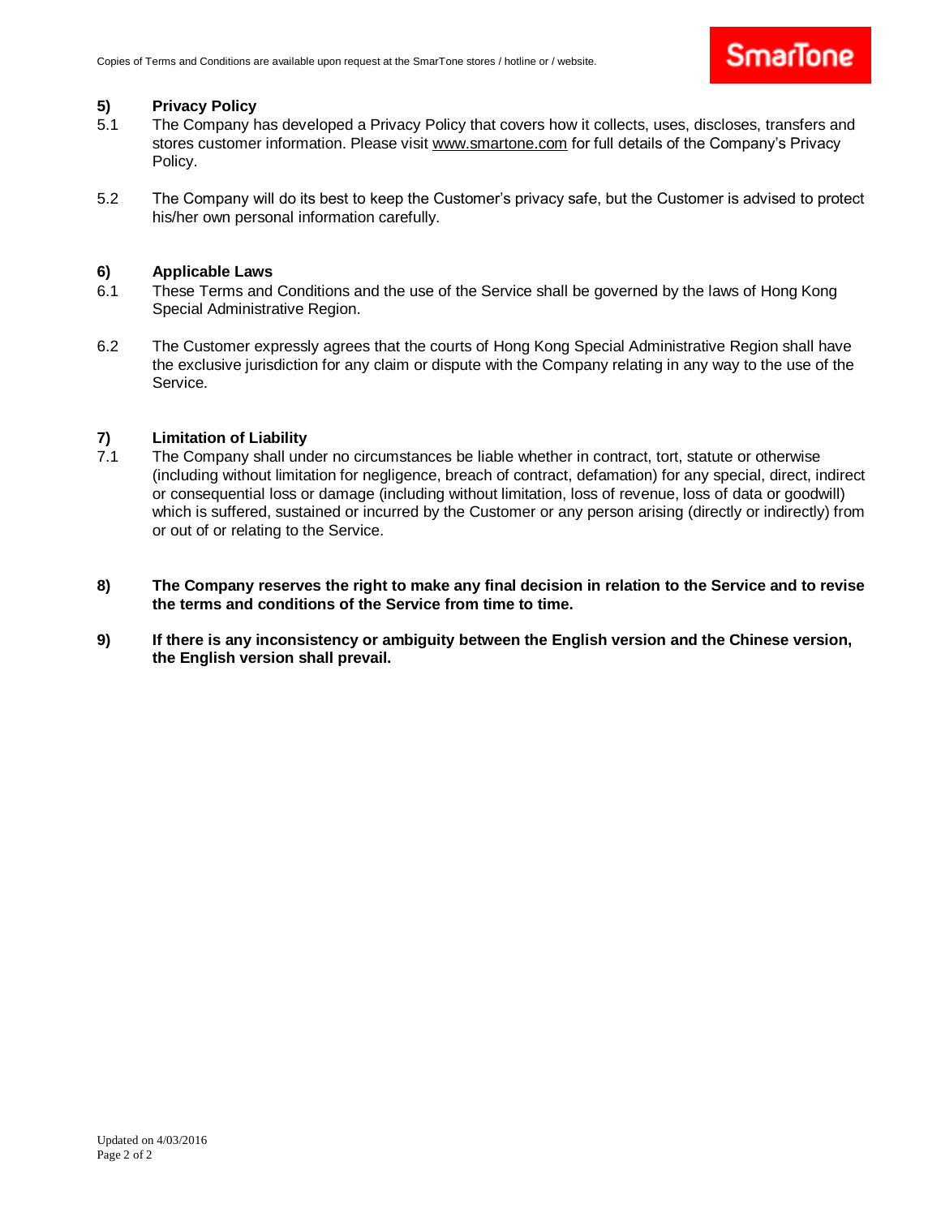## 5) Privacy Policy

5.1 The Company has developed a Privacy Policy that covers how it collects, uses, discloses, transfers and stores customer information. Please visit www.smartone.com for full details of the Company's Privacy Policy.

5.2 The Company will do its best to keep the Customer's privacy safe, but the Customer is advised to protect his/her own personal information carefully.

## 6) Applicable Laws

6.1 These Terms and Conditions and the use of the Service shall be governed by the laws of Hong Kong Special Administrative Region.

6.2 The Customer expressly agrees that the courts of Hong Kong Special Administrative Region shall have the exclusive jurisdiction for any claim or dispute with the Company relating in any way to the use of the Service.

## 7) Limitation of Liability

7.1 The Company shall under no circumstances be liable whether in contract, tort, statute or otherwise (including without limitation for negligence, breach of contract, defamation) for any special, direct, indirect or consequential loss or damage (including without limitation, loss of revenue, loss of data or goodwill) which is suffered, sustained or incurred by the Customer or any person arising (directly or indirectly) from or out of or relating to the Service.

**8) The Company reserves the right to make any final decision in relation to the Service and to revise the terms and conditions of the Service from time to time.**

**9) If there is any inconsistency or ambiguity between the English version and the Chinese version, the English version shall prevail.**

Updated on 4/03/2016